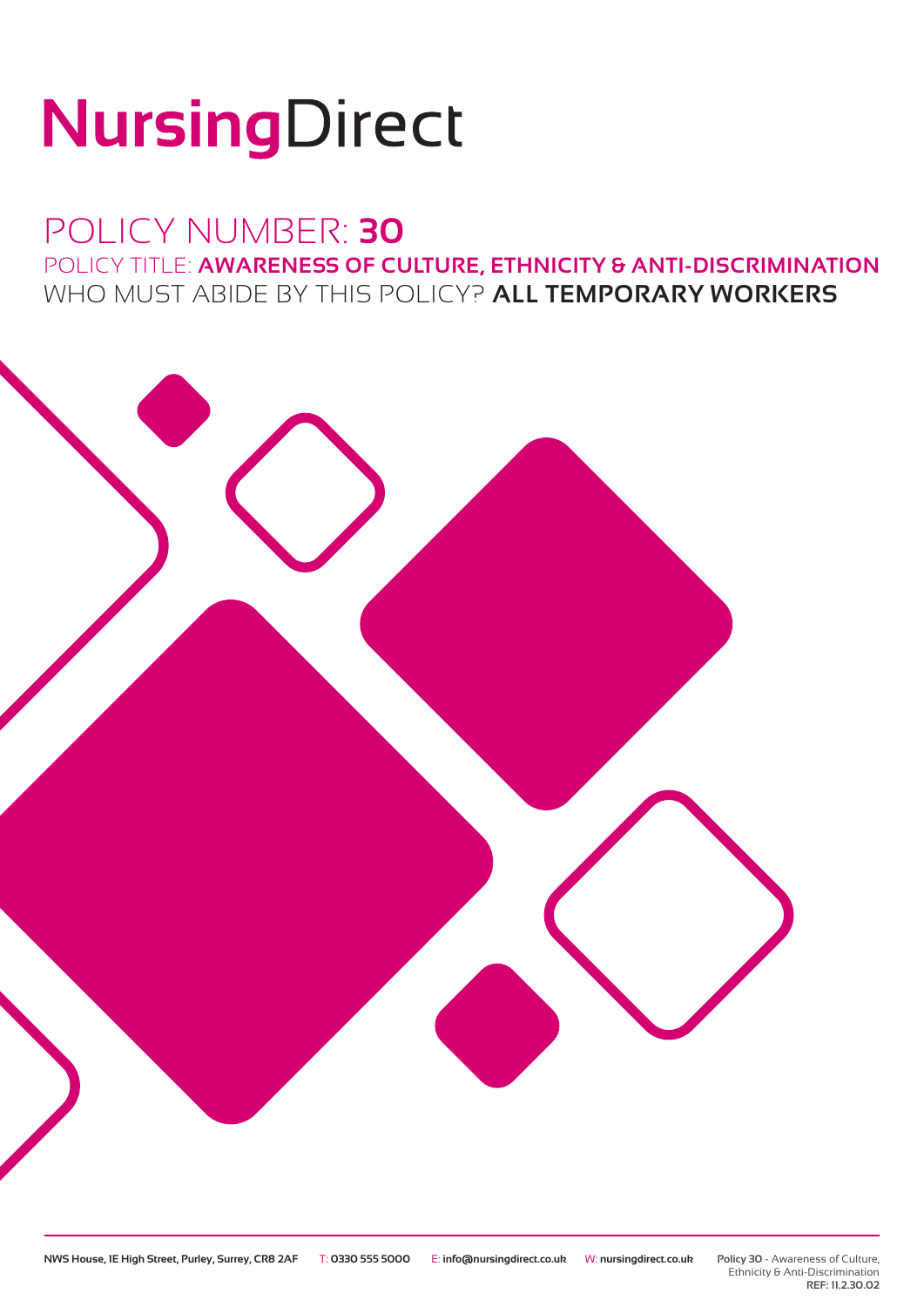# NursingDirect

## POLICY NUMBER: **30**

POLICY TITLE: **AWARENESS OF CULTURE, ETHNICITY & ANTI-DISCRIMINATION**

WHO MUST ABIDE BY THIS POLICY? **ALL TEMPORARY WORKERS**

**NWS House, 1E High Street, Purley, Surrey, CR8 2AF** T: **0330 555 5000** E: **info@nursingdirect.co.uk** W: **nursingdirect.co.uk**

**Policy 30** - Awareness of Culture, Ethnicity & Anti-Discrimination
**REF: 11.2.30.02**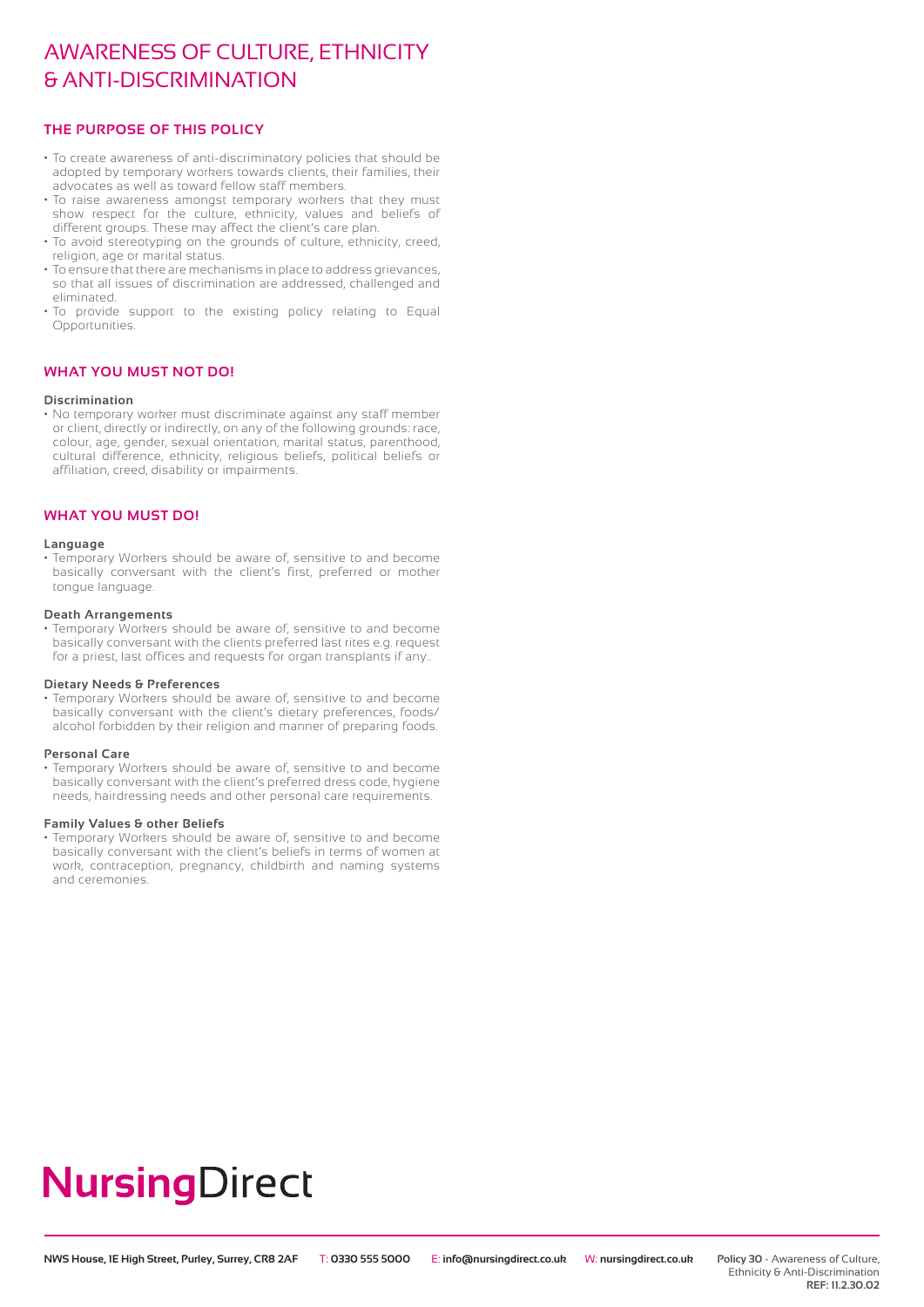# AWARENESS OF CULTURE, ETHNICITY & ANTI-DISCRIMINATION

## THE PURPOSE OF THIS POLICY

- To create awareness of anti-discriminatory policies that should be adopted by temporary workers towards clients, their families, their advocates as well as toward fellow staff members.
- To raise awareness amongst temporary workers that they must show respect for the culture, ethnicity, values and beliefs of different groups. These may affect the client's care plan.
- To avoid stereotyping on the grounds of culture, ethnicity, creed, religion, age or marital status.
- To ensure that there are mechanisms in place to address grievances, so that all issues of discrimination are addressed, challenged and eliminated.
- To provide support to the existing policy relating to Equal Opportunities.

## WHAT YOU MUST NOT DO!

**Discrimination**

- No temporary worker must discriminate against any staff member or client, directly or indirectly, on any of the following grounds: race, colour, age, gender, sexual orientation, marital status, parenthood, cultural difference, ethnicity, religious beliefs, political beliefs or affiliation, creed, disability or impairments.

## WHAT YOU MUST DO!

**Language**

- Temporary Workers should be aware of, sensitive to and become basically conversant with the client's first, preferred or mother tongue language.

**Death Arrangements**

- Temporary Workers should be aware of, sensitive to and become basically conversant with the clients preferred last rites e.g. request for a priest, last offices and requests for organ transplants if any..

**Dietary Needs & Preferences**

- Temporary Workers should be aware of, sensitive to and become basically conversant with the client's dietary preferences, foods/alcohol forbidden by their religion and manner of preparing foods.

**Personal Care**

- Temporary Workers should be aware of, sensitive to and become basically conversant with the client's preferred dress code, hygiene needs, hairdressing needs and other personal care requirements.

**Family Values & other Beliefs**

- Temporary Workers should be aware of, sensitive to and become basically conversant with the client's beliefs in terms of women at work, contraception, pregnancy, childbirth and naming systems and ceremonies.

**Nursing**Direct

NWS House, 1E High Street, Purley, Surrey, CR8 2AF  T: 0330 555 5000  E: info@nursingdirect.co.uk  W: nursingdirect.co.uk

**Policy 30** - Awareness of Culture, Ethnicity & Anti-Discrimination
**REF: 11.2.30.02**